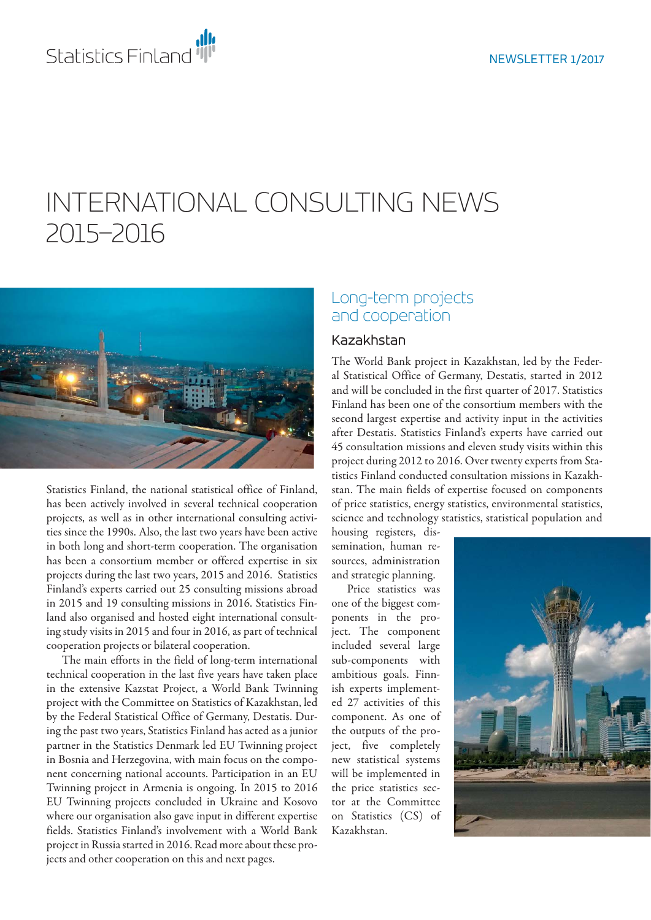Statistics Finland

NEWSLETTER 1/2017

# INTERNATIONAL CONSULTING NEWS 2015–2016

Statistics Finland, the national statistical office of Finland, has been actively involved in several technical cooperation projects, as well as in other international consulting activities since the 1990s. Also, the last two years have been active in both long and short-term cooperation. The organisation has been a consortium member or offered expertise in six projects during the last two years, 2015 and 2016. Statistics Finland's experts carried out 25 consulting missions abroad in 2015 and 19 consulting missions in 2016. Statistics Finland also organised and hosted eight international consulting study visits in 2015 and four in 2016, as part of technical cooperation projects or bilateral cooperation.

The main efforts in the field of long-term international technical cooperation in the last five years have taken place in the extensive Kazstat Project, a World Bank Twinning project with the Committee on Statistics of Kazakhstan, led by the Federal Statistical Office of Germany, Destatis. During the past two years, Statistics Finland has acted as a junior partner in the Statistics Denmark led EU Twinning project in Bosnia and Herzegovina, with main focus on the component concerning national accounts. Participation in an EU Twinning project in Armenia is ongoing. In 2015 to 2016 EU Twinning projects concluded in Ukraine and Kosovo where our organisation also gave input in different expertise fields. Statistics Finland's involvement with a World Bank project in Russia started in 2016. Read more about these projects and other cooperation on this and next pages.

## Long-term projects and cooperation

### Kazakhstan

The World Bank project in Kazakhstan, led by the Federal Statistical Office of Germany, Destatis, started in 2012 and will be concluded in the first quarter of 2017. Statistics Finland has been one of the consortium members with the second largest expertise and activity input in the activities after Destatis. Statistics Finland's experts have carried out 45 consultation missions and eleven study visits within this project during 2012 to 2016. Over twenty experts from Statistics Finland conducted consultation missions in Kazakhstan. The main fields of expertise focused on components of price statistics, energy statistics, environmental statistics, science and technology statistics, statistical population and housing registers, dissemination, human resources, administration and strategic planning.

Price statistics was one of the biggest components in the project. The component included several large sub-components with ambitious goals. Finnish experts implemented 27 activities of this component. As one of the outputs of the project, five completely new statistical systems will be implemented in the price statistics sector at the Committee on Statistics (CS) of Kazakhstan.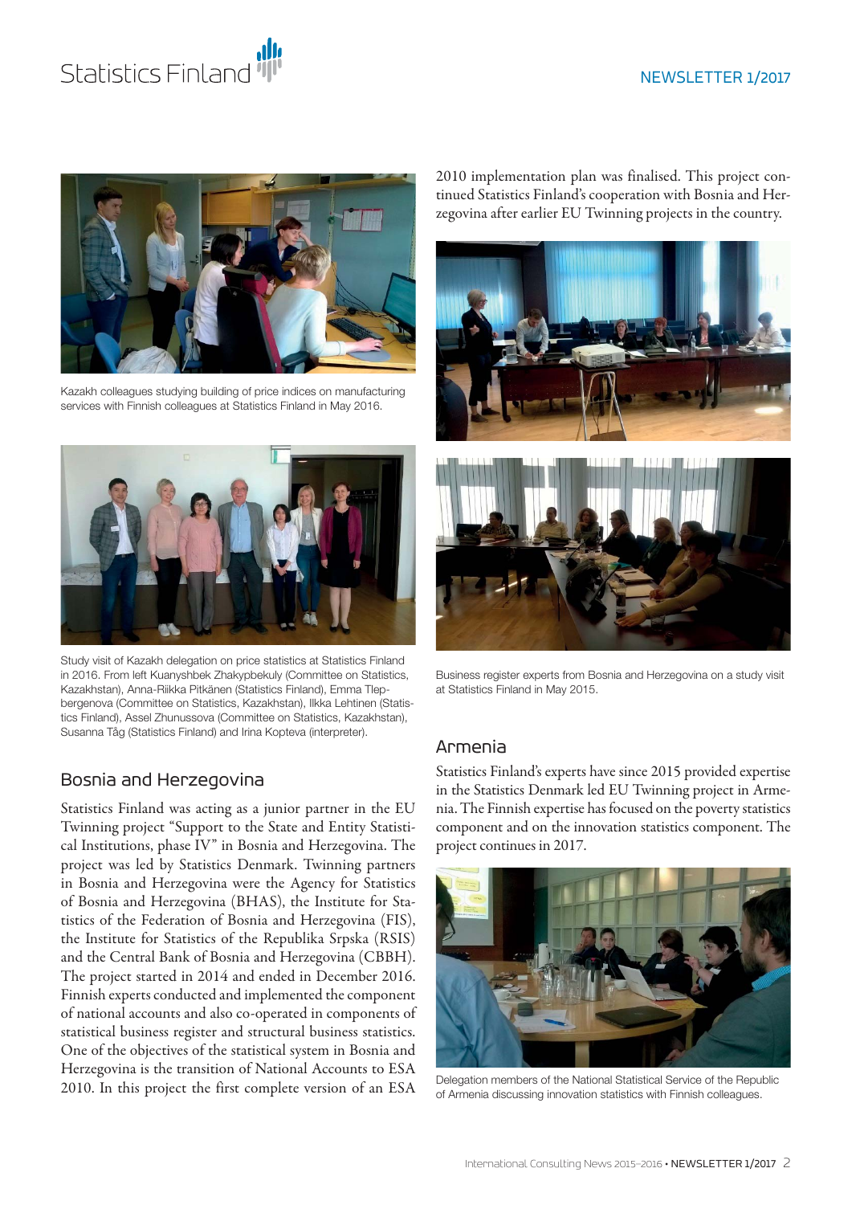Kazakh colleagues studying building of price indices on manufacturing services with Finnish colleagues at Statistics Finland in May 2016.

Study visit of Kazakh delegation on price statistics at Statistics Finland in 2016. From left Kuanyshbek Zhakypbekuly (Committee on Statistics, Kazakhstan), Anna-Riikka Pitkänen (Statistics Finland), Emma Tlepbergenova (Committee on Statistics, Kazakhstan), Ilkka Lehtinen (Statistics Finland), Assel Zhunussova (Committee on Statistics, Kazakhstan), Susanna Tåg (Statistics Finland) and Irina Kopteva (interpreter).

## Bosnia and Herzegovina

Statistics Finland was acting as a junior partner in the EU Twinning project "Support to the State and Entity Statistical Institutions, phase IV" in Bosnia and Herzegovina. The project was led by Statistics Denmark. Twinning partners in Bosnia and Herzegovina were the Agency for Statistics of Bosnia and Herzegovina (BHAS), the Institute for Statistics of the Federation of Bosnia and Herzegovina (FIS), the Institute for Statistics of the Republika Srpska (RSIS) and the Central Bank of Bosnia and Herzegovina (CBBH). The project started in 2014 and ended in December 2016. Finnish experts conducted and implemented the component of national accounts and also co-operated in components of statistical business register and structural business statistics. One of the objectives of the statistical system in Bosnia and Herzegovina is the transition of National Accounts to ESA 2010. In this project the first complete version of an ESA 2010 implementation plan was finalised. This project continued Statistics Finland's cooperation with Bosnia and Herzegovina after earlier EU Twinning projects in the country.

Business register experts from Bosnia and Herzegovina on a study visit at Statistics Finland in May 2015.

## Armenia

Statistics Finland's experts have since 2015 provided expertise in the Statistics Denmark led EU Twinning project in Armenia. The Finnish expertise has focused on the poverty statistics component and on the innovation statistics component. The project continues in 2017.

Delegation members of the National Statistical Service of the Republic of Armenia discussing innovation statistics with Finnish colleagues.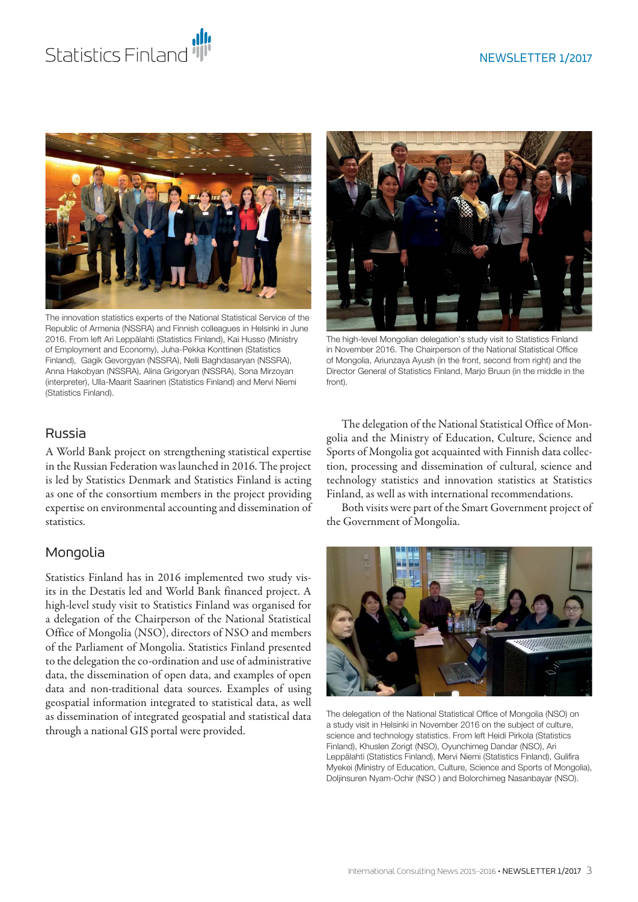The innovation statistics experts of the National Statistical Service of the Republic of Armenia (NSSRA) and Finnish colleagues in Helsinki in June 2016. From left Ari Leppälahti (Statistics Finland), Kai Husso (Ministry of Employment and Economy), Juha-Pekka Konttinen (Statistics Finland), Gagik Gevorgyan (NSSRA), Nelli Baghdasaryan (NSSRA), Anna Hakobyan (NSSRA), Alina Grigoryan (NSSRA), Sona Mirzoyan (interpreter), Ulla-Maarit Saarinen (Statistics Finland) and Mervi Niemi (Statistics Finland).

The high-level Mongolian delegation's study visit to Statistics Finland in November 2016. The Chairperson of the National Statistical Office of Mongolia, Ariunzaya Ayush (in the front, second from right) and the Director General of Statistics Finland, Marjo Bruun (in the middle in the front).

## Russia

A World Bank project on strengthening statistical expertise in the Russian Federation was launched in 2016. The project is led by Statistics Denmark and Statistics Finland is acting as one of the consortium members in the project providing expertise on environmental accounting and dissemination of statistics.

## Mongolia

Statistics Finland has in 2016 implemented two study visits in the Destatis led and World Bank financed project. A high-level study visit to Statistics Finland was organised for a delegation of the Chairperson of the National Statistical Office of Mongolia (NSO), directors of NSO and members of the Parliament of Mongolia. Statistics Finland presented to the delegation the co-ordination and use of administrative data, the dissemination of open data, and examples of open data and non-traditional data sources. Examples of using geospatial information integrated to statistical data, as well as dissemination of integrated geospatial and statistical data through a national GIS portal were provided.

The delegation of the National Statistical Office of Mongolia and the Ministry of Education, Culture, Science and Sports of Mongolia got acquainted with Finnish data collection, processing and dissemination of cultural, science and technology statistics and innovation statistics at Statistics Finland, as well as with international recommendations.

Both visits were part of the Smart Government project of the Government of Mongolia.

The delegation of the National Statistical Office of Mongolia (NSO) on a study visit in Helsinki in November 2016 on the subject of culture, science and technology statistics. From left Heidi Pirkola (Statistics Finland), Khuslen Zorigt (NSO), Oyunchimeg Dandar (NSO), Ari Leppälahti (Statistics Finland), Mervi Niemi (Statistics Finland), Gulifira Myekei (Ministry of Education, Culture, Science and Sports of Mongolia), Doljinsuren Nyam-Ochir (NSO ) and Bolorchimeg Nasanbayar (NSO).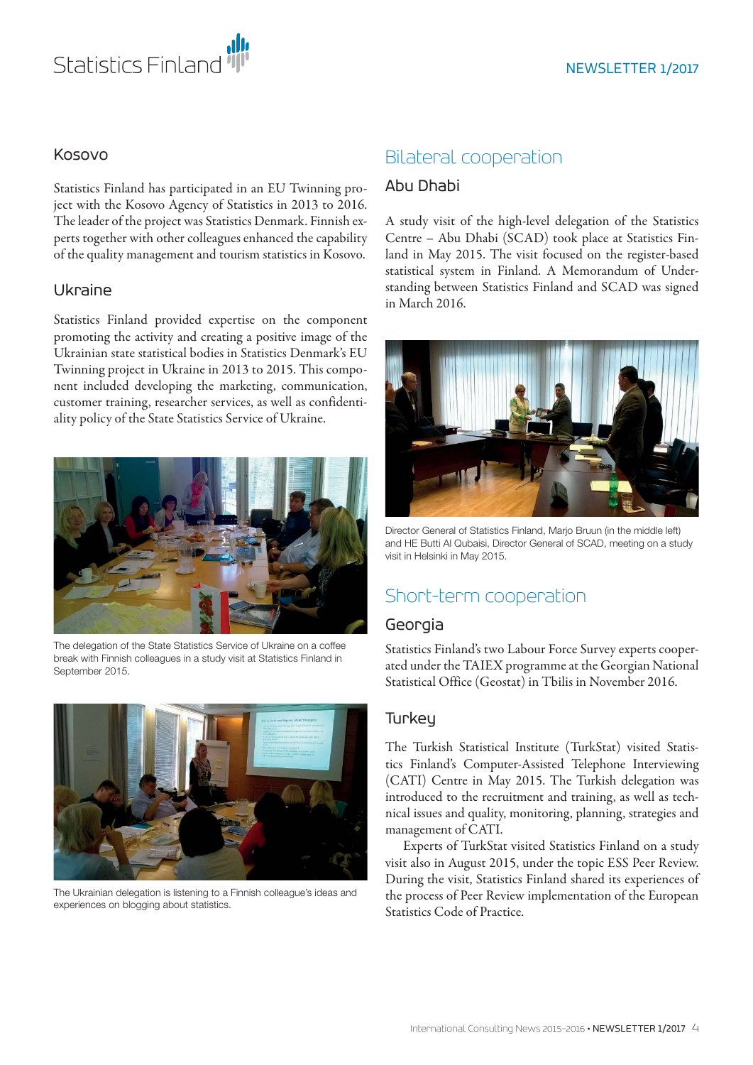## Kosovo

Statistics Finland has participated in an EU Twinning project with the Kosovo Agency of Statistics in 2013 to 2016. The leader of the project was Statistics Denmark. Finnish experts together with other colleagues enhanced the capability of the quality management and tourism statistics in Kosovo.

## Ukraine

Statistics Finland provided expertise on the component promoting the activity and creating a positive image of the Ukrainian state statistical bodies in Statistics Denmark's EU Twinning project in Ukraine in 2013 to 2015. This component included developing the marketing, communication, customer training, researcher services, as well as confidentiality policy of the State Statistics Service of Ukraine.

The delegation of the State Statistics Service of Ukraine on a coffee break with Finnish colleagues in a study visit at Statistics Finland in September 2015.

The Ukrainian delegation is listening to a Finnish colleague's ideas and experiences on blogging about statistics.

# Bilateral cooperation

## Abu Dhabi

A study visit of the high-level delegation of the Statistics Centre – Abu Dhabi (SCAD) took place at Statistics Finland in May 2015. The visit focused on the register-based statistical system in Finland. A Memorandum of Understanding between Statistics Finland and SCAD was signed in March 2016.

Director General of Statistics Finland, Marjo Bruun (in the middle left) and HE Butti Al Qubaisi, Director General of SCAD, meeting on a study visit in Helsinki in May 2015.

# Short-term cooperation

## Georgia

Statistics Finland's two Labour Force Survey experts cooperated under the TAIEX programme at the Georgian National Statistical Office (Geostat) in Tbilis in November 2016.

## Turkey

The Turkish Statistical Institute (TurkStat) visited Statistics Finland's Computer-Assisted Telephone Interviewing (CATI) Centre in May 2015. The Turkish delegation was introduced to the recruitment and training, as well as technical issues and quality, monitoring, planning, strategies and management of CATI.

Experts of TurkStat visited Statistics Finland on a study visit also in August 2015, under the topic ESS Peer Review. During the visit, Statistics Finland shared its experiences of the process of Peer Review implementation of the European Statistics Code of Practice.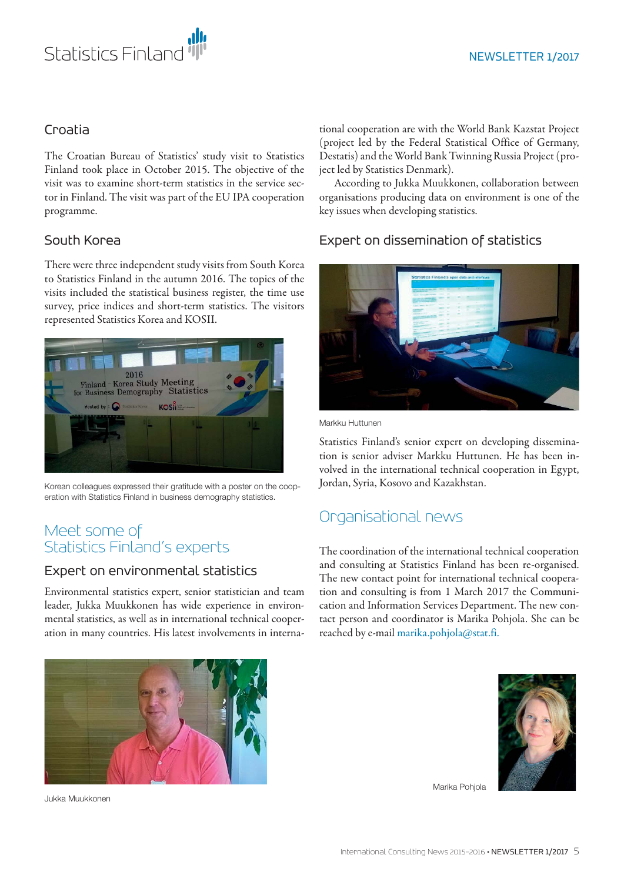## Croatia

The Croatian Bureau of Statistics' study visit to Statistics Finland took place in October 2015. The objective of the visit was to examine short-term statistics in the service sector in Finland. The visit was part of the EU IPA cooperation programme.

## South Korea

There were three independent study visits from South Korea to Statistics Finland in the autumn 2016. The topics of the visits included the statistical business register, the time use survey, price indices and short-term statistics. The visitors represented Statistics Korea and KOSII.

Korean colleagues expressed their gratitude with a poster on the cooperation with Statistics Finland in business demography statistics.

# Meet some of Statistics Finland's experts

## Expert on environmental statistics

Environmental statistics expert, senior statistician and team leader, Jukka Muukkonen has wide experience in environmental statistics, as well as in international technical cooperation in many countries. His latest involvements in international cooperation are with the World Bank Kazstat Project (project led by the Federal Statistical Office of Germany, Destatis) and the World Bank Twinning Russia Project (project led by Statistics Denmark).

According to Jukka Muukkonen, collaboration between organisations producing data on environment is one of the key issues when developing statistics.

Jukka Muukkonen

## Expert on dissemination of statistics

Markku Huttunen

Statistics Finland's senior expert on developing dissemination is senior adviser Markku Huttunen. He has been involved in the international technical cooperation in Egypt, Jordan, Syria, Kosovo and Kazakhstan.

# Organisational news

The coordination of the international technical cooperation and consulting at Statistics Finland has been re-organised. The new contact point for international technical cooperation and consulting is from 1 March 2017 the Communication and Information Services Department. The new contact person and coordinator is Marika Pohjola. She can be reached by e-mail marika.pohjola@stat.fi.

Marika Pohjola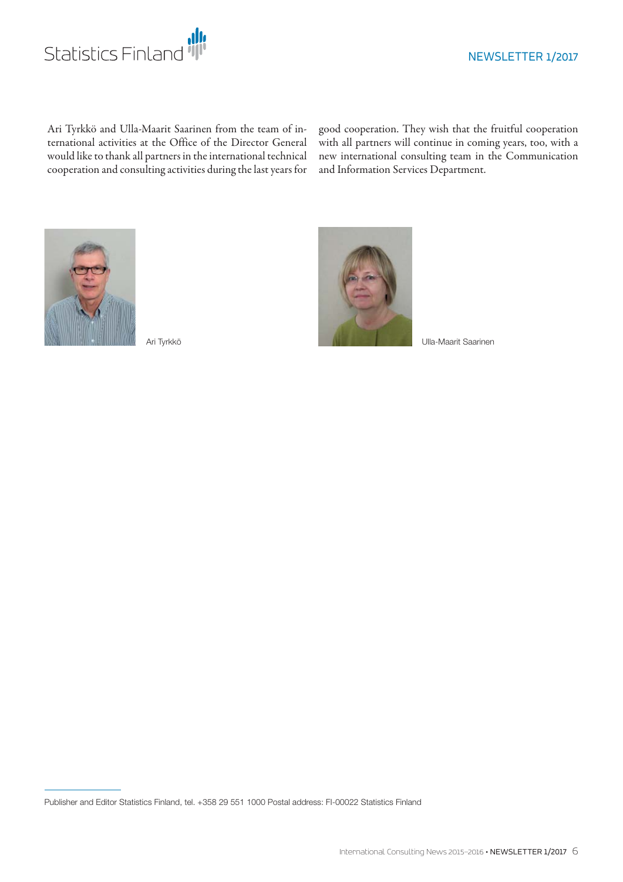Ari Tyrkkö and Ulla-Maarit Saarinen from the team of international activities at the Office of the Director General would like to thank all partners in the international technical cooperation and consulting activities during the last years for good cooperation. They wish that the fruitful cooperation with all partners will continue in coming years, too, with a new international consulting team in the Communication and Information Services Department.

Ari Tyrkkö

Ulla-Maarit Saarinen

Publisher and Editor Statistics Finland, tel. +358 29 551 1000 Postal address: FI-00022 Statistics Finland